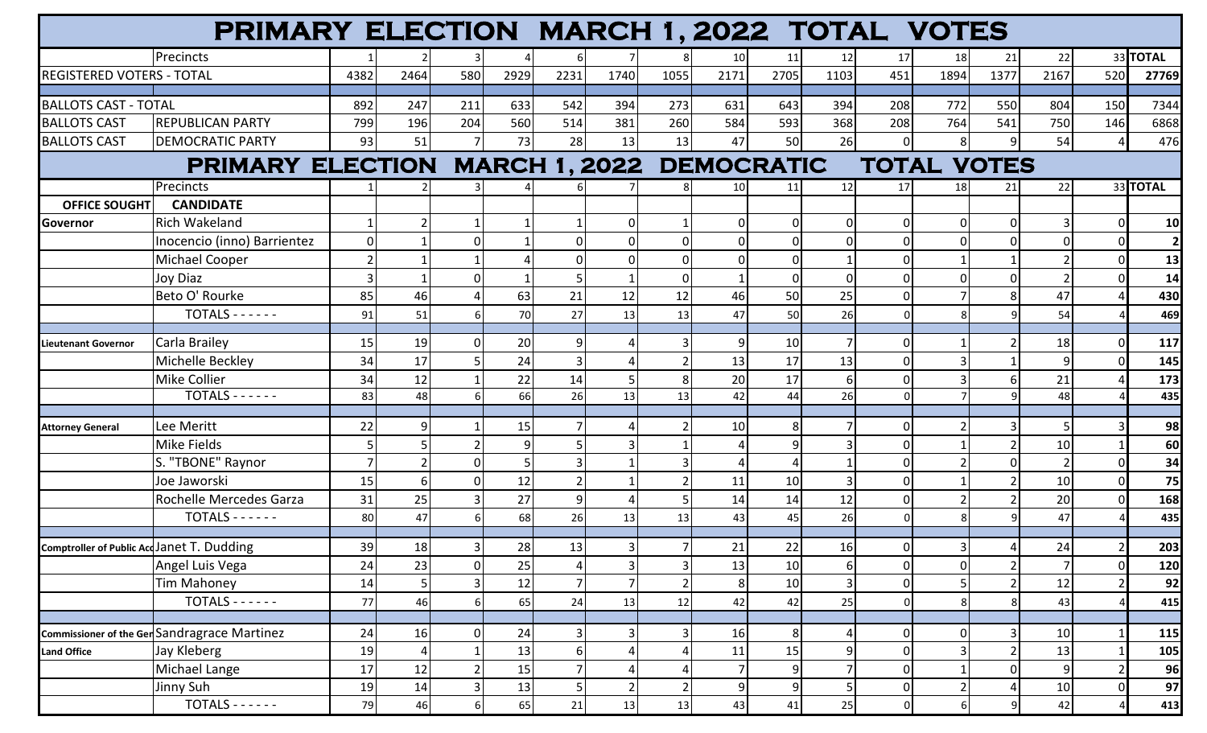# PRIMARY ELECTION MARCH 1, 2022 TOTAL VOTES

| | Precincts | 1 | 2 | 3 | 4 | 6 | 7 | 8 | 10 | 11 | 12 | 17 | 18 | 21 | 22 | 33 | TOTAL |
|---|---|---|---|---|---|---|---|---|---|---|---|---|---|---|---|---|---|
| REGISTERED VOTERS - TOTAL | | 4382 | 2464 | 580 | 2929 | 2231 | 1740 | 1055 | 2171 | 2705 | 1103 | 451 | 1894 | 1377 | 2167 | 520 | 27769 |
| BALLOTS CAST - TOTAL | | 892 | 247 | 211 | 633 | 542 | 394 | 273 | 631 | 643 | 394 | 208 | 772 | 550 | 804 | 150 | 7344 |
| BALLOTS CAST | REPUBLICAN PARTY | 799 | 196 | 204 | 560 | 514 | 381 | 260 | 584 | 593 | 368 | 208 | 764 | 541 | 750 | 146 | 6868 |
| BALLOTS CAST | DEMOCRATIC PARTY | 93 | 51 | 7 | 73 | 28 | 13 | 13 | 47 | 50 | 26 | 0 | 8 | 9 | 54 | 4 | 476 |

# PRIMARY ELECTION MARCH 1, 2022 DEMOCRATIC TOTAL VOTES

| | Precincts | 1 | 2 | 3 | 4 | 6 | 7 | 8 | 10 | 11 | 12 | 17 | 18 | 21 | 22 | 33 | TOTAL |
|---|---|---|---|---|---|---|---|---|---|---|---|---|---|---|---|---|---|
| **OFFICE SOUGHT** | **CANDIDATE** | | | | | | | | | | | | | | | | |
| **Governor** | Rich Wakeland | 1 | 2 | 1 | 1 | 1 | 0 | 1 | 0 | 0 | 0 | 0 | 0 | 0 | 3 | 0 | **10** |
| | Inocencio (inno) Barrientez | 0 | 1 | 0 | 1 | 0 | 0 | 0 | 0 | 0 | 0 | 0 | 0 | 0 | 0 | 0 | **2** |
| | Michael Cooper | 2 | 1 | 1 | 4 | 0 | 0 | 0 | 0 | 0 | 1 | 0 | 1 | 1 | 2 | 0 | **13** |
| | Joy Diaz | 3 | 1 | 0 | 1 | 5 | 1 | 0 | 1 | 0 | 0 | 0 | 0 | 0 | 2 | 0 | **14** |
| | Beto O' Rourke | 85 | 46 | 4 | 63 | 21 | 12 | 12 | 46 | 50 | 25 | 0 | 7 | 8 | 47 | 4 | **430** |
| | TOTALS - - - - - - | 91 | 51 | 6 | 70 | 27 | 13 | 13 | 47 | 50 | 26 | 0 | 8 | 9 | 54 | 4 | **469** |
| **Lieutenant Governor** | Carla Brailey | 15 | 19 | 0 | 20 | 9 | 4 | 3 | 9 | 10 | 7 | 0 | 1 | 2 | 18 | 0 | **117** |
| | Michelle Beckley | 34 | 17 | 5 | 24 | 3 | 4 | 2 | 13 | 17 | 13 | 0 | 3 | 1 | 9 | 0 | **145** |
| | Mike Collier | 34 | 12 | 1 | 22 | 14 | 5 | 8 | 20 | 17 | 6 | 0 | 3 | 6 | 21 | 4 | **173** |
| | TOTALS - - - - - - | 83 | 48 | 6 | 66 | 26 | 13 | 13 | 42 | 44 | 26 | 0 | 7 | 9 | 48 | 4 | **435** |
| **Attorney General** | Lee Meritt | 22 | 9 | 1 | 15 | 7 | 4 | 2 | 10 | 8 | 7 | 0 | 2 | 3 | 5 | 3 | **98** |
| | Mike Fields | 5 | 5 | 2 | 9 | 5 | 3 | 1 | 4 | 9 | 3 | 0 | 1 | 2 | 10 | 1 | **60** |
| | S. "TBONE" Raynor | 7 | 2 | 0 | 5 | 3 | 1 | 3 | 4 | 4 | 1 | 0 | 2 | 0 | 2 | 0 | **34** |
| | Joe Jaworski | 15 | 6 | 0 | 12 | 2 | 1 | 2 | 11 | 10 | 3 | 0 | 1 | 2 | 10 | 0 | **75** |
| | Rochelle Mercedes Garza | 31 | 25 | 3 | 27 | 9 | 4 | 5 | 14 | 14 | 12 | 0 | 2 | 2 | 20 | 0 | **168** |
| | TOTALS - - - - - - | 80 | 47 | 6 | 68 | 26 | 13 | 13 | 43 | 45 | 26 | 0 | 8 | 9 | 47 | 4 | **435** |
| **Comptroller of Public Acc** | Janet T. Dudding | 39 | 18 | 3 | 28 | 13 | 3 | 7 | 21 | 22 | 16 | 0 | 3 | 4 | 24 | 2 | **203** |
| | Angel Luis Vega | 24 | 23 | 0 | 25 | 4 | 3 | 3 | 13 | 10 | 6 | 0 | 0 | 2 | 7 | 0 | **120** |
| | Tim Mahoney | 14 | 5 | 3 | 12 | 7 | 7 | 2 | 8 | 10 | 3 | 0 | 5 | 2 | 12 | 2 | **92** |
| | TOTALS - - - - - - | 77 | 46 | 6 | 65 | 24 | 13 | 12 | 42 | 42 | 25 | 0 | 8 | 8 | 43 | 4 | **415** |
| **Commissioner of the Ger** | Sandragrace Martinez | 24 | 16 | 0 | 24 | 3 | 3 | 3 | 16 | 8 | 4 | 0 | 0 | 3 | 10 | 1 | **115** |
| **Land Office** | Jay Kleberg | 19 | 4 | 1 | 13 | 6 | 4 | 4 | 11 | 15 | 9 | 0 | 3 | 2 | 13 | 1 | **105** |
| | Michael Lange | 17 | 12 | 2 | 15 | 7 | 4 | 4 | 7 | 9 | 7 | 0 | 1 | 0 | 9 | 2 | **96** |
| | Jinny Suh | 19 | 14 | 3 | 13 | 5 | 2 | 2 | 9 | 9 | 5 | 0 | 2 | 4 | 10 | 0 | **97** |
| | TOTALS - - - - - - | 79 | 46 | 6 | 65 | 21 | 13 | 13 | 43 | 41 | 25 | 0 | 6 | 9 | 42 | 4 | **413** |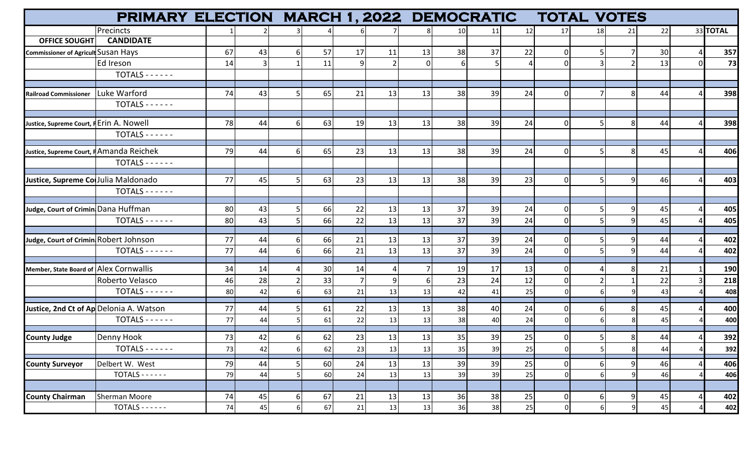# PRIMARY ELECTION MARCH 1, 2022 DEMOCRATIC TOTAL VOTES

| | Precincts | 1 | 2 | 3 | 4 | 6 | 7 | 8 | 10 | 11 | 12 | 17 | 18 | 21 | 22 | 33 | TOTAL |
|---|---|---|---|---|---|---|---|---|---|---|---|---|---|---|---|---|---|
| **OFFICE SOUGHT** | **CANDIDATE** | | | | | | | | | | | | | | | | |
| **Commissioner of Agricult** | Susan Hays | 67 | 43 | 6 | 57 | 17 | 11 | 13 | 38 | 37 | 22 | 0 | 5 | 7 | 30 | 4 | **357** |
| | Ed Ireson | 14 | 3 | 1 | 11 | 9 | 2 | 0 | 6 | 5 | 4 | 0 | 3 | 2 | 13 | 0 | **73** |
| | TOTALS - - - - - - | | | | | | | | | | | | | | | | |
| **Railroad Commissioner** | Luke Warford | 74 | 43 | 5 | 65 | 21 | 13 | 13 | 38 | 39 | 24 | 0 | 7 | 8 | 44 | 4 | **398** |
| | TOTALS - - - - - - | | | | | | | | | | | | | | | | |
| **Justice, Supreme Court, P** | Erin A. Nowell | 78 | 44 | 6 | 63 | 19 | 13 | 13 | 38 | 39 | 24 | 0 | 5 | 8 | 44 | 4 | **398** |
| | TOTALS - - - - - - | | | | | | | | | | | | | | | | |
| **Justice, Supreme Court, P** | Amanda Reichek | 79 | 44 | 6 | 65 | 23 | 13 | 13 | 38 | 39 | 24 | 0 | 5 | 8 | 45 | 4 | **406** |
| | TOTALS - - - - - - | | | | | | | | | | | | | | | | |
| **Justice, Supreme Co** | Julia Maldonado | 77 | 45 | 5 | 63 | 23 | 13 | 13 | 38 | 39 | 23 | 0 | 5 | 9 | 46 | 4 | **403** |
| | TOTALS - - - - - - | | | | | | | | | | | | | | | | |
| **Judge, Court of Crimin** | Dana Huffman | 80 | 43 | 5 | 66 | 22 | 13 | 13 | 37 | 39 | 24 | 0 | 5 | 9 | 45 | 4 | **405** |
| | TOTALS - - - - - - | 80 | 43 | 5 | 66 | 22 | 13 | 13 | 37 | 39 | 24 | 0 | 5 | 9 | 45 | 4 | **405** |
| **Judge, Court of Crimin** | Robert Johnson | 77 | 44 | 6 | 66 | 21 | 13 | 13 | 37 | 39 | 24 | 0 | 5 | 9 | 44 | 4 | **402** |
| | TOTALS - - - - - - | 77 | 44 | 6 | 66 | 21 | 13 | 13 | 37 | 39 | 24 | 0 | 5 | 9 | 44 | 4 | **402** |
| **Member, State Board of** | Alex Cornwallis | 34 | 14 | 4 | 30 | 14 | 4 | 7 | 19 | 17 | 13 | 0 | 4 | 8 | 21 | 1 | **190** |
| | Roberto Velasco | 46 | 28 | 2 | 33 | 7 | 9 | 6 | 23 | 24 | 12 | 0 | 2 | 1 | 22 | 3 | **218** |
| | TOTALS - - - - - - | 80 | 42 | 6 | 63 | 21 | 13 | 13 | 42 | 41 | 25 | 0 | 6 | 9 | 43 | 4 | **408** |
| **Justice, 2nd Ct of Ap** | Delonia A. Watson | 77 | 44 | 5 | 61 | 22 | 13 | 13 | 38 | 40 | 24 | 0 | 6 | 8 | 45 | 4 | **400** |
| | TOTALS - - - - - - | 77 | 44 | 5 | 61 | 22 | 13 | 13 | 38 | 40 | 24 | 0 | 6 | 8 | 45 | 4 | **400** |
| **County Judge** | Denny Hook | 73 | 42 | 6 | 62 | 23 | 13 | 13 | 35 | 39 | 25 | 0 | 5 | 8 | 44 | 4 | **392** |
| | TOTALS - - - - - - | 73 | 42 | 6 | 62 | 23 | 13 | 13 | 35 | 39 | 25 | 0 | 5 | 8 | 44 | 4 | **392** |
| **County Surveyor** | Delbert W. West | 79 | 44 | 5 | 60 | 24 | 13 | 13 | 39 | 39 | 25 | 0 | 6 | 9 | 46 | 4 | **406** |
| | TOTALS - - - - - - | 79 | 44 | 5 | 60 | 24 | 13 | 13 | 39 | 39 | 25 | 0 | 6 | 9 | 46 | 4 | **406** |
| **County Chairman** | Sherman Moore | 74 | 45 | 6 | 67 | 21 | 13 | 13 | 36 | 38 | 25 | 0 | 6 | 9 | 45 | 4 | **402** |
| | TOTALS - - - - - - | 74 | 45 | 6 | 67 | 21 | 13 | 13 | 36 | 38 | 25 | 0 | 6 | 9 | 45 | 4 | **402** |